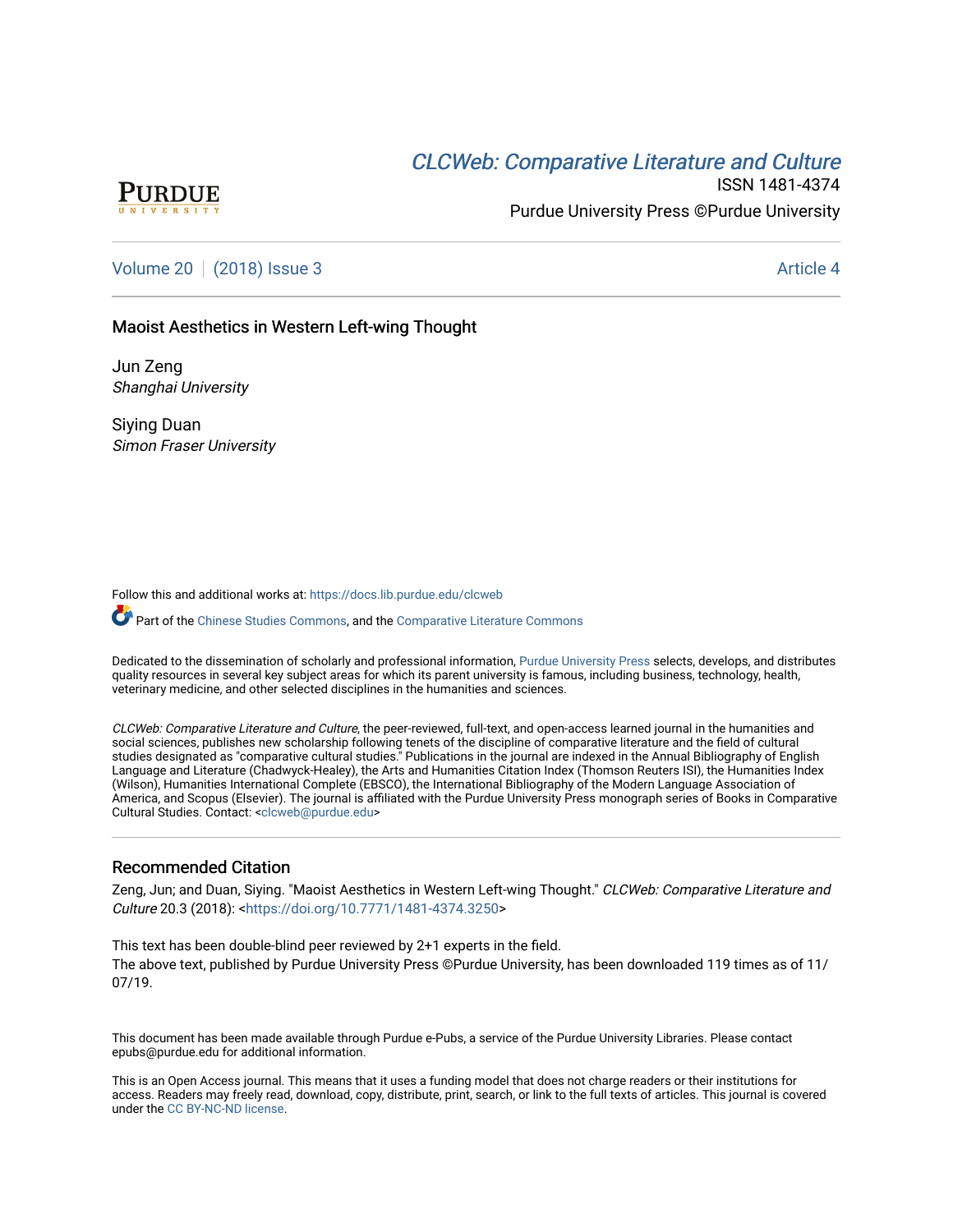# *CLCWeb: Comparative Literature and Culture*

ISSN 1481-4374

Purdue University Press ©Purdue University

Volume 20 | (2018) Issue 3 Article 4

## Maoist Aesthetics in Western Left-wing Thought

Jun Zeng
*Shanghai University*

Siying Duan
*Simon Fraser University*

Follow this and additional works at: https://docs.lib.purdue.edu/clcweb

Part of the Chinese Studies Commons, and the Comparative Literature Commons

Dedicated to the dissemination of scholarly and professional information, Purdue University Press selects, develops, and distributes quality resources in several key subject areas for which its parent university is famous, including business, technology, health, veterinary medicine, and other selected disciplines in the humanities and sciences.

*CLCWeb: Comparative Literature and Culture*, the peer-reviewed, full-text, and open-access learned journal in the humanities and social sciences, publishes new scholarship following tenets of the discipline of comparative literature and the field of cultural studies designated as "comparative cultural studies." Publications in the journal are indexed in the Annual Bibliography of English Language and Literature (Chadwyck-Healey), the Arts and Humanities Citation Index (Thomson Reuters ISI), the Humanities Index (Wilson), Humanities International Complete (EBSCO), the International Bibliography of the Modern Language Association of America, and Scopus (Elsevier). The journal is affiliated with the Purdue University Press monograph series of Books in Comparative Cultural Studies. Contact: <clcweb@purdue.edu>

### Recommended Citation

Zeng, Jun; and Duan, Siying. "Maoist Aesthetics in Western Left-wing Thought." *CLCWeb: Comparative Literature and Culture* 20.3 (2018): <https://doi.org/10.7771/1481-4374.3250>

This text has been double-blind peer reviewed by 2+1 experts in the field.
The above text, published by Purdue University Press ©Purdue University, has been downloaded 119 times as of 11/07/19.

This document has been made available through Purdue e-Pubs, a service of the Purdue University Libraries. Please contact epubs@purdue.edu for additional information.

This is an Open Access journal. This means that it uses a funding model that does not charge readers or their institutions for access. Readers may freely read, download, copy, distribute, print, search, or link to the full texts of articles. This journal is covered under the CC BY-NC-ND license.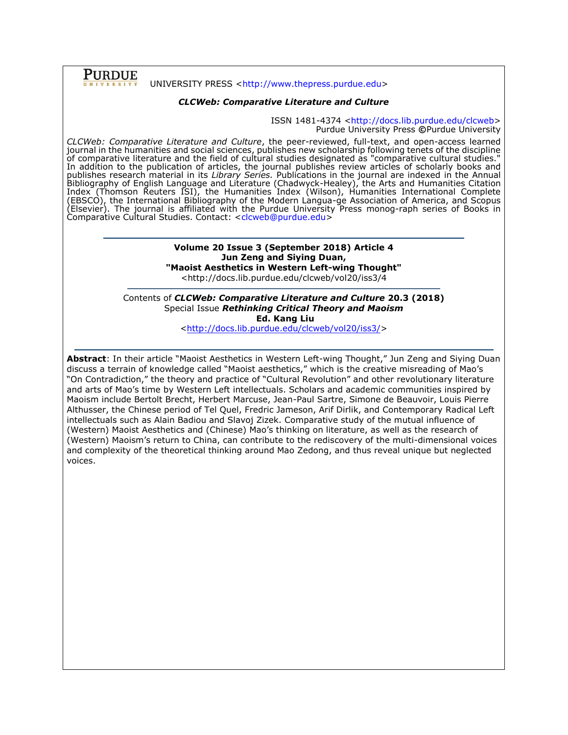**PURDUE** UNIVERSITY PRESS <http://www.thepress.purdue.edu>

***CLCWeb: Comparative Literature and Culture***

ISSN 1481-4374 <http://docs.lib.purdue.edu/clcweb>
Purdue University Press ©Purdue University

*CLCWeb: Comparative Literature and Culture*, the peer-reviewed, full-text, and open-access learned journal in the humanities and social sciences, publishes new scholarship following tenets of the discipline of comparative literature and the field of cultural studies designated as "comparative cultural studies." In addition to the publication of articles, the journal publishes review articles of scholarly books and publishes research material in its *Library Series.* Publications in the journal are indexed in the Annual Bibliography of English Language and Literature (Chadwyck-Healey), the Arts and Humanities Citation Index (Thomson Reuters ISI), the Humanities Index (Wilson), Humanities International Complete (EBSCO), the International Bibliography of the Modern Langua-ge Association of America, and Scopus (Elsevier). The journal is affiliated with the Purdue University Press monog-raph series of Books in Comparative Cultural Studies. Contact: <clcweb@purdue.edu>

---

**Volume 20 Issue 3 (September 2018) Article 4**
**Jun Zeng and Siying Duan,**
**"Maoist Aesthetics in Western Left-wing Thought"**
<http://docs.lib.purdue.edu/clcweb/vol20/iss3/4>

---

Contents of ***CLCWeb: Comparative Literature and Culture* 20.3 (2018)**
Special Issue ***Rethinking Critical Theory and Maoism***
**Ed. Kang Liu**
<http://docs.lib.purdue.edu/clcweb/vol20/iss3/>

---

**Abstract**: In their article "Maoist Aesthetics in Western Left-wing Thought," Jun Zeng and Siying Duan discuss a terrain of knowledge called "Maoist aesthetics," which is the creative misreading of Mao's "On Contradiction," the theory and practice of "Cultural Revolution" and other revolutionary literature and arts of Mao's time by Western Left intellectuals. Scholars and academic communities inspired by Maoism include Bertolt Brecht, Herbert Marcuse, Jean-Paul Sartre, Simone de Beauvoir, Louis Pierre Althusser, the Chinese period of Tel Quel, Fredric Jameson, Arif Dirlik, and Contemporary Radical Left intellectuals such as Alain Badiou and Slavoj Zizek. Comparative study of the mutual influence of (Western) Maoist Aesthetics and (Chinese) Mao's thinking on literature, as well as the research of (Western) Maoism's return to China, can contribute to the rediscovery of the multi-dimensional voices and complexity of the theoretical thinking around Mao Zedong, and thus reveal unique but neglected voices.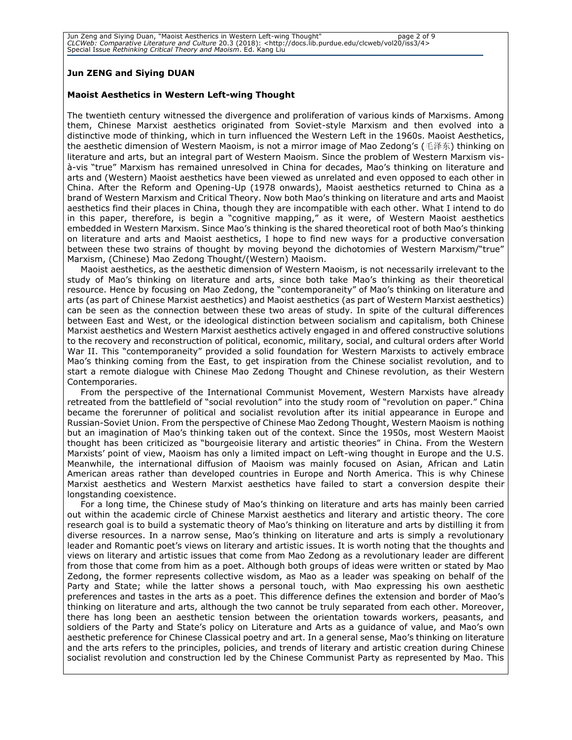**Jun ZENG and Siying DUAN**

**Maoist Aesthetics in Western Left-wing Thought**

The twentieth century witnessed the divergence and proliferation of various kinds of Marxisms. Among them, Chinese Marxist aesthetics originated from Soviet-style Marxism and then evolved into a distinctive mode of thinking, which in turn influenced the Western Left in the 1960s. Maoist Aesthetics, the aesthetic dimension of Western Maoism, is not a mirror image of Mao Zedong's (毛泽东) thinking on literature and arts, but an integral part of Western Maoism. Since the problem of Western Marxism vis-à-vis "true" Marxism has remained unresolved in China for decades, Mao's thinking on literature and arts and (Western) Maoist aesthetics have been viewed as unrelated and even opposed to each other in China. After the Reform and Opening-Up (1978 onwards), Maoist aesthetics returned to China as a brand of Western Marxism and Critical Theory. Now both Mao's thinking on literature and arts and Maoist aesthetics find their places in China, though they are incompatible with each other. What I intend to do in this paper, therefore, is begin a "cognitive mapping," as it were, of Western Maoist aesthetics embedded in Western Marxism. Since Mao's thinking is the shared theoretical root of both Mao's thinking on literature and arts and Maoist aesthetics, I hope to find new ways for a productive conversation between these two strains of thought by moving beyond the dichotomies of Western Marxism/"true" Marxism, (Chinese) Mao Zedong Thought/(Western) Maoism.

Maoist aesthetics, as the aesthetic dimension of Western Maoism, is not necessarily irrelevant to the study of Mao's thinking on literature and arts, since both take Mao's thinking as their theoretical resource. Hence by focusing on Mao Zedong, the "contemporaneity" of Mao's thinking on literature and arts (as part of Chinese Marxist aesthetics) and Maoist aesthetics (as part of Western Marxist aesthetics) can be seen as the connection between these two areas of study. In spite of the cultural differences between East and West, or the ideological distinction between socialism and capitalism, both Chinese Marxist aesthetics and Western Marxist aesthetics actively engaged in and offered constructive solutions to the recovery and reconstruction of political, economic, military, social, and cultural orders after World War II. This "contemporaneity" provided a solid foundation for Western Marxists to actively embrace Mao's thinking coming from the East, to get inspiration from the Chinese socialist revolution, and to start a remote dialogue with Chinese Mao Zedong Thought and Chinese revolution, as their Western Contemporaries.

From the perspective of the International Communist Movement, Western Marxists have already retreated from the battlefield of "social revolution" into the study room of "revolution on paper." China became the forerunner of political and socialist revolution after its initial appearance in Europe and Russian-Soviet Union. From the perspective of Chinese Mao Zedong Thought, Western Maoism is nothing but an imagination of Mao's thinking taken out of the context. Since the 1950s, most Western Maoist thought has been criticized as "bourgeoisie literary and artistic theories" in China. From the Western Marxists' point of view, Maoism has only a limited impact on Left-wing thought in Europe and the U.S. Meanwhile, the international diffusion of Maoism was mainly focused on Asian, African and Latin American areas rather than developed countries in Europe and North America. This is why Chinese Marxist aesthetics and Western Marxist aesthetics have failed to start a conversion despite their longstanding coexistence.

For a long time, the Chinese study of Mao's thinking on literature and arts has mainly been carried out within the academic circle of Chinese Marxist aesthetics and literary and artistic theory. The core research goal is to build a systematic theory of Mao's thinking on literature and arts by distilling it from diverse resources. In a narrow sense, Mao's thinking on literature and arts is simply a revolutionary leader and Romantic poet's views on literary and artistic issues. It is worth noting that the thoughts and views on literary and artistic issues that come from Mao Zedong as a revolutionary leader are different from those that come from him as a poet. Although both groups of ideas were written or stated by Mao Zedong, the former represents collective wisdom, as Mao as a leader was speaking on behalf of the Party and State; while the latter shows a personal touch, with Mao expressing his own aesthetic preferences and tastes in the arts as a poet. This difference defines the extension and border of Mao's thinking on literature and arts, although the two cannot be truly separated from each other. Moreover, there has long been an aesthetic tension between the orientation towards workers, peasants, and soldiers of the Party and State's policy on Literature and Arts as a guidance of value, and Mao's own aesthetic preference for Chinese Classical poetry and art. In a general sense, Mao's thinking on literature and the arts refers to the principles, policies, and trends of literary and artistic creation during Chinese socialist revolution and construction led by the Chinese Communist Party as represented by Mao. This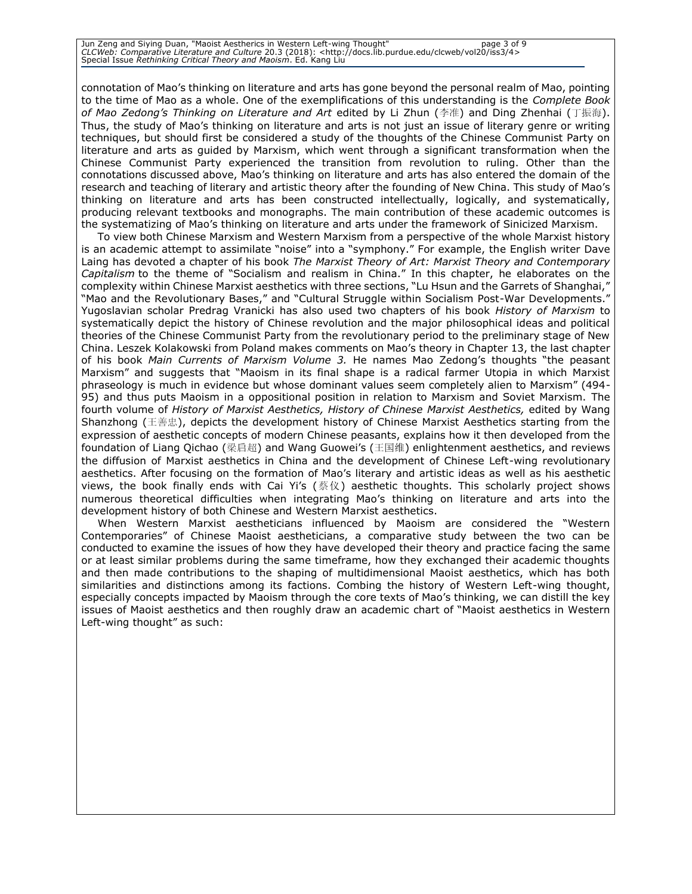connotation of Mao's thinking on literature and arts has gone beyond the personal realm of Mao, pointing to the time of Mao as a whole. One of the exemplifications of this understanding is the *Complete Book of Mao Zedong's Thinking on Literature and Art* edited by Li Zhun (李准) and Ding Zhenhai (丁振海). Thus, the study of Mao's thinking on literature and arts is not just an issue of literary genre or writing techniques, but should first be considered a study of the thoughts of the Chinese Communist Party on literature and arts as guided by Marxism, which went through a significant transformation when the Chinese Communist Party experienced the transition from revolution to ruling. Other than the connotations discussed above, Mao's thinking on literature and arts has also entered the domain of the research and teaching of literary and artistic theory after the founding of New China. This study of Mao's thinking on literature and arts has been constructed intellectually, logically, and systematically, producing relevant textbooks and monographs. The main contribution of these academic outcomes is the systematizing of Mao's thinking on literature and arts under the framework of Sinicized Marxism.

To view both Chinese Marxism and Western Marxism from a perspective of the whole Marxist history is an academic attempt to assimilate "noise" into a "symphony." For example, the English writer Dave Laing has devoted a chapter of his book *The Marxist Theory of Art: Marxist Theory and Contemporary Capitalism* to the theme of "Socialism and realism in China." In this chapter, he elaborates on the complexity within Chinese Marxist aesthetics with three sections, "Lu Hsun and the Garrets of Shanghai," "Mao and the Revolutionary Bases," and "Cultural Struggle within Socialism Post-War Developments." Yugoslavian scholar Predrag Vranicki has also used two chapters of his book *History of Marxism* to systematically depict the history of Chinese revolution and the major philosophical ideas and political theories of the Chinese Communist Party from the revolutionary period to the preliminary stage of New China. Leszek Kolakowski from Poland makes comments on Mao's theory in Chapter 13, the last chapter of his book *Main Currents of Marxism Volume 3.* He names Mao Zedong's thoughts "the peasant Marxism" and suggests that "Maoism in its final shape is a radical farmer Utopia in which Marxist phraseology is much in evidence but whose dominant values seem completely alien to Marxism" (494-95) and thus puts Maoism in a oppositional position in relation to Marxism and Soviet Marxism. The fourth volume of *History of Marxist Aesthetics, History of Chinese Marxist Aesthetics,* edited by Wang Shanzhong (王善忠), depicts the development history of Chinese Marxist Aesthetics starting from the expression of aesthetic concepts of modern Chinese peasants, explains how it then developed from the foundation of Liang Qichao (梁启超) and Wang Guowei's (王国维) enlightenment aesthetics, and reviews the diffusion of Marxist aesthetics in China and the development of Chinese Left-wing revolutionary aesthetics. After focusing on the formation of Mao's literary and artistic ideas as well as his aesthetic views, the book finally ends with Cai Yi's (蔡仪) aesthetic thoughts. This scholarly project shows numerous theoretical difficulties when integrating Mao's thinking on literature and arts into the development history of both Chinese and Western Marxist aesthetics.

When Western Marxist aestheticians influenced by Maoism are considered the "Western Contemporaries" of Chinese Maoist aestheticians, a comparative study between the two can be conducted to examine the issues of how they have developed their theory and practice facing the same or at least similar problems during the same timeframe, how they exchanged their academic thoughts and then made contributions to the shaping of multidimensional Maoist aesthetics, which has both similarities and distinctions among its factions. Combing the history of Western Left-wing thought, especially concepts impacted by Maoism through the core texts of Mao's thinking, we can distill the key issues of Maoist aesthetics and then roughly draw an academic chart of "Maoist aesthetics in Western Left-wing thought" as such: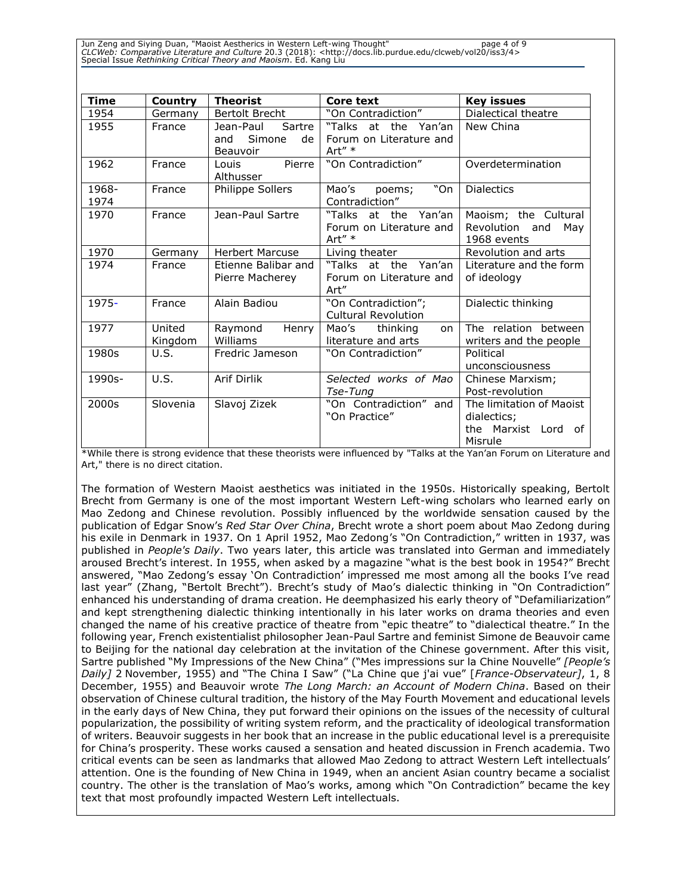| Time | Country | Theorist | Core text | Key issues |
| --- | --- | --- | --- | --- |
| 1954 | Germany | Bertolt Brecht | "On Contradiction" | Dialectical theatre |
| 1955 | France | Jean-Paul Sartre and Simone de Beauvoir | "Talks at the Yan'an Forum on Literature and Art" * | New China |
| 1962 | France | Louis Pierre Althusser | "On Contradiction" | Overdetermination |
| 1968-1974 | France | Philippe Sollers | Mao's poems; "On Contradiction" | Dialectics |
| 1970 | France | Jean-Paul Sartre | "Talks at the Yan'an Forum on Literature and Art" * | Maoism; the Cultural Revolution and May 1968 events |
| 1970 | Germany | Herbert Marcuse | Living theater | Revolution and arts |
| 1974 | France | Etienne Balibar and Pierre Macherey | "Talks at the Yan'an Forum on Literature and Art" | Literature and the form of ideology |
| 1975- | France | Alain Badiou | "On Contradiction"; Cultural Revolution | Dialectic thinking |
| 1977 | United Kingdom | Raymond Henry Williams | Mao's thinking on literature and arts | The relation between writers and the people |
| 1980s | U.S. | Fredric Jameson | "On Contradiction" | Political unconsciousness |
| 1990s- | U.S. | Arif Dirlik | *Selected works of Mao Tse-Tung* | Chinese Marxism; Post-revolution |
| 2000s | Slovenia | Slavoj Zizek | "On Contradiction" and "On Practice" | The limitation of Maoist dialectics; the Marxist Lord of Misrule |

*While there is strong evidence that these theorists were influenced by "Talks at the Yan'an Forum on Literature and Art," there is no direct citation.

The formation of Western Maoist aesthetics was initiated in the 1950s. Historically speaking, Bertolt Brecht from Germany is one of the most important Western Left-wing scholars who learned early on Mao Zedong and Chinese revolution. Possibly influenced by the worldwide sensation caused by the publication of Edgar Snow's *Red Star Over China*, Brecht wrote a short poem about Mao Zedong during his exile in Denmark in 1937. On 1 April 1952, Mao Zedong's "On Contradiction," written in 1937, was published in *People's Daily*. Two years later, this article was translated into German and immediately aroused Brecht's interest. In 1955, when asked by a magazine "what is the best book in 1954?" Brecht answered, "Mao Zedong's essay 'On Contradiction' impressed me most among all the books I've read last year" (Zhang, "Bertolt Brecht"). Brecht's study of Mao's dialectic thinking in "On Contradiction" enhanced his understanding of drama creation. He deemphasized his early theory of "Defamiliarization" and kept strengthening dialectic thinking intentionally in his later works on drama theories and even changed the name of his creative practice of theatre from "epic theatre" to "dialectical theatre." In the following year, French existentialist philosopher Jean-Paul Sartre and feminist Simone de Beauvoir came to Beijing for the national day celebration at the invitation of the Chinese government. After this visit, Sartre published "My Impressions of the New China" ("Mes impressions sur la Chine Nouvelle" *[People's Daily]* 2 November, 1955) and "The China I Saw" ("La Chine que j'ai vue" [*France-Observateur]*, 1, 8 December, 1955) and Beauvoir wrote *The Long March: an Account of Modern China*. Based on their observation of Chinese cultural tradition, the history of the May Fourth Movement and educational levels in the early days of New China, they put forward their opinions on the issues of the necessity of cultural popularization, the possibility of writing system reform, and the practicality of ideological transformation of writers. Beauvoir suggests in her book that an increase in the public educational level is a prerequisite for China's prosperity. These works caused a sensation and heated discussion in French academia. Two critical events can be seen as landmarks that allowed Mao Zedong to attract Western Left intellectuals' attention. One is the founding of New China in 1949, when an ancient Asian country became a socialist country. The other is the translation of Mao's works, among which "On Contradiction" became the key text that most profoundly impacted Western Left intellectuals.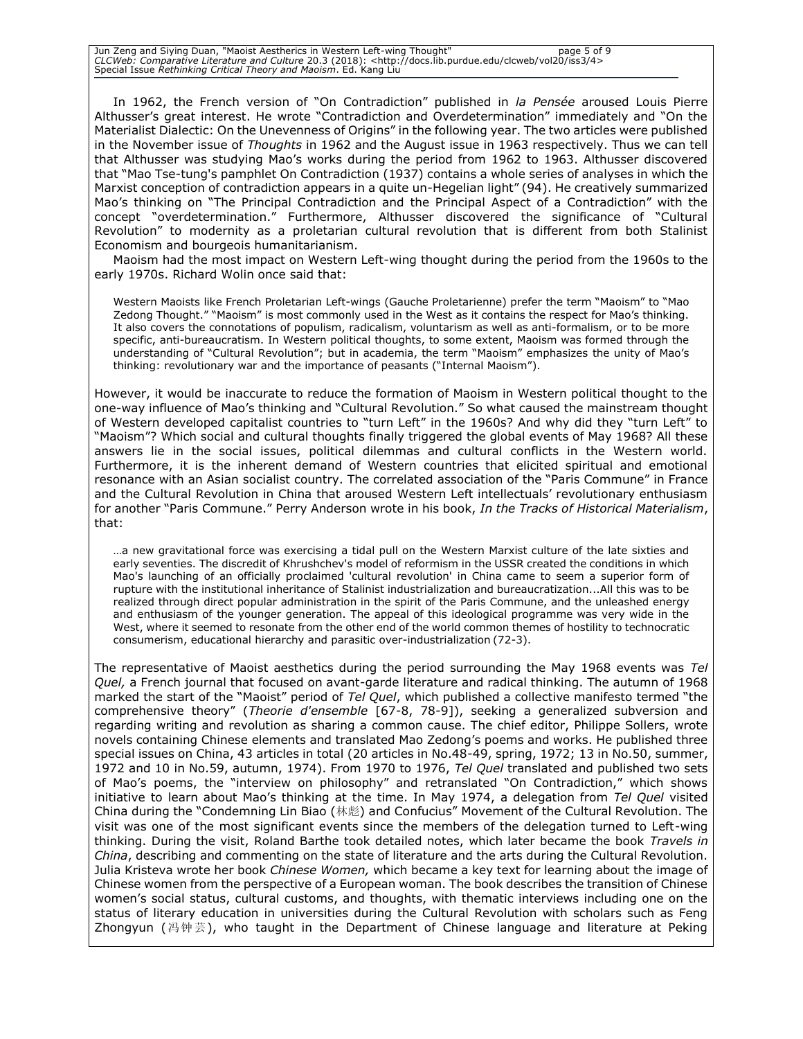In 1962, the French version of "On Contradiction" published in *la Pensée* aroused Louis Pierre Althusser's great interest. He wrote "Contradiction and Overdetermination" immediately and "On the Materialist Dialectic: On the Unevenness of Origins" in the following year. The two articles were published in the November issue of *Thoughts* in 1962 and the August issue in 1963 respectively. Thus we can tell that Althusser was studying Mao's works during the period from 1962 to 1963. Althusser discovered that "Mao Tse-tung's pamphlet On Contradiction (1937) contains a whole series of analyses in which the Marxist conception of contradiction appears in a quite un-Hegelian light" (94). He creatively summarized Mao's thinking on "The Principal Contradiction and the Principal Aspect of a Contradiction" with the concept "overdetermination." Furthermore, Althusser discovered the significance of "Cultural Revolution" to modernity as a proletarian cultural revolution that is different from both Stalinist Economism and bourgeois humanitarianism.

Maoism had the most impact on Western Left-wing thought during the period from the 1960s to the early 1970s. Richard Wolin once said that:

> Western Maoists like French Proletarian Left-wings (Gauche Proletarienne) prefer the term "Maoism" to "Mao Zedong Thought." "Maoism" is most commonly used in the West as it contains the respect for Mao's thinking. It also covers the connotations of populism, radicalism, voluntarism as well as anti-formalism, or to be more specific, anti-bureaucratism. In Western political thoughts, to some extent, Maoism was formed through the understanding of "Cultural Revolution"; but in academia, the term "Maoism" emphasizes the unity of Mao's thinking: revolutionary war and the importance of peasants ("Internal Maoism").

However, it would be inaccurate to reduce the formation of Maoism in Western political thought to the one-way influence of Mao's thinking and "Cultural Revolution." So what caused the mainstream thought of Western developed capitalist countries to "turn Left" in the 1960s? And why did they "turn Left" to "Maoism"? Which social and cultural thoughts finally triggered the global events of May 1968? All these answers lie in the social issues, political dilemmas and cultural conflicts in the Western world. Furthermore, it is the inherent demand of Western countries that elicited spiritual and emotional resonance with an Asian socialist country. The correlated association of the "Paris Commune" in France and the Cultural Revolution in China that aroused Western Left intellectuals' revolutionary enthusiasm for another "Paris Commune." Perry Anderson wrote in his book, *In the Tracks of Historical Materialism*, that:

> …a new gravitational force was exercising a tidal pull on the Western Marxist culture of the late sixties and early seventies. The discredit of Khrushchev's model of reformism in the USSR created the conditions in which Mao's launching of an officially proclaimed 'cultural revolution' in China came to seem a superior form of rupture with the institutional inheritance of Stalinist industrialization and bureaucratization...All this was to be realized through direct popular administration in the spirit of the Paris Commune, and the unleashed energy and enthusiasm of the younger generation. The appeal of this ideological programme was very wide in the West, where it seemed to resonate from the other end of the world common themes of hostility to technocratic consumerism, educational hierarchy and parasitic over-industrialization (72-3).

The representative of Maoist aesthetics during the period surrounding the May 1968 events was *Tel Quel,* a French journal that focused on avant-garde literature and radical thinking. The autumn of 1968 marked the start of the "Maoist" period of *Tel Quel*, which published a collective manifesto termed "the comprehensive theory" (*Theorie d'ensemble* [67-8, 78-9]), seeking a generalized subversion and regarding writing and revolution as sharing a common cause. The chief editor, Philippe Sollers, wrote novels containing Chinese elements and translated Mao Zedong's poems and works. He published three special issues on China, 43 articles in total (20 articles in No.48-49, spring, 1972; 13 in No.50, summer, 1972 and 10 in No.59, autumn, 1974). From 1970 to 1976, *Tel Quel* translated and published two sets of Mao's poems, the "interview on philosophy" and retranslated "On Contradiction," which shows initiative to learn about Mao's thinking at the time. In May 1974, a delegation from *Tel Quel* visited China during the "Condemning Lin Biao (林彪) and Confucius" Movement of the Cultural Revolution. The visit was one of the most significant events since the members of the delegation turned to Left-wing thinking. During the visit, Roland Barthe took detailed notes, which later became the book *Travels in China*, describing and commenting on the state of literature and the arts during the Cultural Revolution. Julia Kristeva wrote her book *Chinese Women,* which became a key text for learning about the image of Chinese women from the perspective of a European woman. The book describes the transition of Chinese women's social status, cultural customs, and thoughts, with thematic interviews including one on the status of literary education in universities during the Cultural Revolution with scholars such as Feng Zhongyun (冯钟芸), who taught in the Department of Chinese language and literature at Peking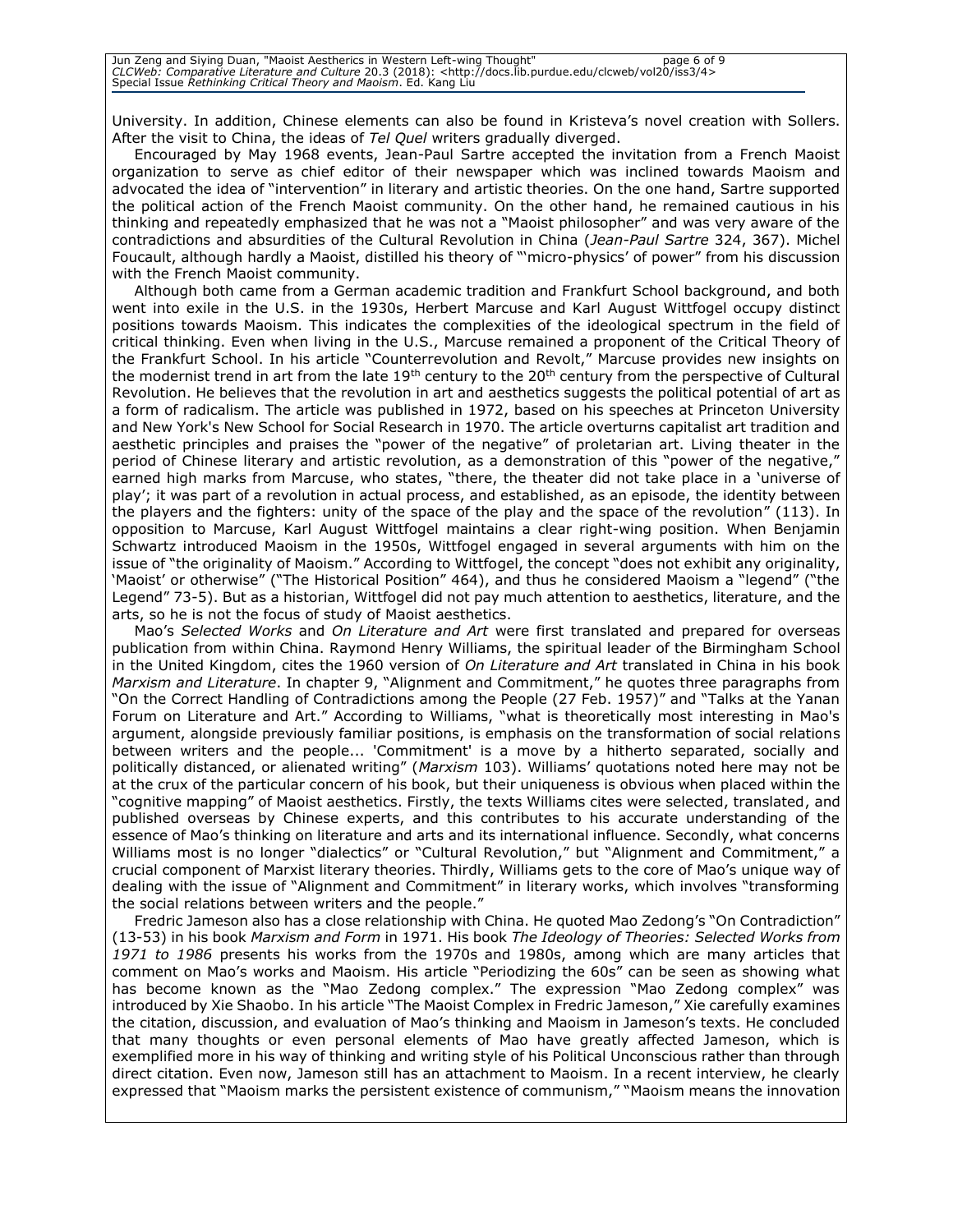University. In addition, Chinese elements can also be found in Kristeva's novel creation with Sollers. After the visit to China, the ideas of *Tel Quel* writers gradually diverged.

Encouraged by May 1968 events, Jean-Paul Sartre accepted the invitation from a French Maoist organization to serve as chief editor of their newspaper which was inclined towards Maoism and advocated the idea of "intervention" in literary and artistic theories. On the one hand, Sartre supported the political action of the French Maoist community. On the other hand, he remained cautious in his thinking and repeatedly emphasized that he was not a "Maoist philosopher" and was very aware of the contradictions and absurdities of the Cultural Revolution in China (*Jean-Paul Sartre* 324, 367). Michel Foucault, although hardly a Maoist, distilled his theory of "'micro-physics' of power" from his discussion with the French Maoist community.

Although both came from a German academic tradition and Frankfurt School background, and both went into exile in the U.S. in the 1930s, Herbert Marcuse and Karl August Wittfogel occupy distinct positions towards Maoism. This indicates the complexities of the ideological spectrum in the field of critical thinking. Even when living in the U.S., Marcuse remained a proponent of the Critical Theory of the Frankfurt School. In his article "Counterrevolution and Revolt," Marcuse provides new insights on the modernist trend in art from the late 19th century to the 20th century from the perspective of Cultural Revolution. He believes that the revolution in art and aesthetics suggests the political potential of art as a form of radicalism. The article was published in 1972, based on his speeches at Princeton University and New York's New School for Social Research in 1970. The article overturns capitalist art tradition and aesthetic principles and praises the "power of the negative" of proletarian art. Living theater in the period of Chinese literary and artistic revolution, as a demonstration of this "power of the negative," earned high marks from Marcuse, who states, "there, the theater did not take place in a 'universe of play'; it was part of a revolution in actual process, and established, as an episode, the identity between the players and the fighters: unity of the space of the play and the space of the revolution" (113). In opposition to Marcuse, Karl August Wittfogel maintains a clear right-wing position. When Benjamin Schwartz introduced Maoism in the 1950s, Wittfogel engaged in several arguments with him on the issue of "the originality of Maoism." According to Wittfogel, the concept "does not exhibit any originality, 'Maoist' or otherwise" ("The Historical Position" 464), and thus he considered Maoism a "legend" ("the Legend" 73-5). But as a historian, Wittfogel did not pay much attention to aesthetics, literature, and the arts, so he is not the focus of study of Maoist aesthetics.

Mao's *Selected Works* and *On Literature and Art* were first translated and prepared for overseas publication from within China. Raymond Henry Williams, the spiritual leader of the Birmingham School in the United Kingdom, cites the 1960 version of *On Literature and Art* translated in China in his book *Marxism and Literature*. In chapter 9, "Alignment and Commitment," he quotes three paragraphs from "On the Correct Handling of Contradictions among the People (27 Feb. 1957)" and "Talks at the Yanan Forum on Literature and Art." According to Williams, "what is theoretically most interesting in Mao's argument, alongside previously familiar positions, is emphasis on the transformation of social relations between writers and the people... 'Commitment' is a move by a hitherto separated, socially and politically distanced, or alienated writing" (*Marxism* 103). Williams' quotations noted here may not be at the crux of the particular concern of his book, but their uniqueness is obvious when placed within the "cognitive mapping" of Maoist aesthetics. Firstly, the texts Williams cites were selected, translated, and published overseas by Chinese experts, and this contributes to his accurate understanding of the essence of Mao's thinking on literature and arts and its international influence. Secondly, what concerns Williams most is no longer "dialectics" or "Cultural Revolution," but "Alignment and Commitment," a crucial component of Marxist literary theories. Thirdly, Williams gets to the core of Mao's unique way of dealing with the issue of "Alignment and Commitment" in literary works, which involves "transforming the social relations between writers and the people."

Fredric Jameson also has a close relationship with China. He quoted Mao Zedong's "On Contradiction" (13-53) in his book *Marxism and Form* in 1971. His book *The Ideology of Theories: Selected Works from 1971 to 1986* presents his works from the 1970s and 1980s, among which are many articles that comment on Mao's works and Maoism. His article "Periodizing the 60s" can be seen as showing what has become known as the "Mao Zedong complex." The expression "Mao Zedong complex" was introduced by Xie Shaobo. In his article "The Maoist Complex in Fredric Jameson," Xie carefully examines the citation, discussion, and evaluation of Mao's thinking and Maoism in Jameson's texts. He concluded that many thoughts or even personal elements of Mao have greatly affected Jameson, which is exemplified more in his way of thinking and writing style of his Political Unconscious rather than through direct citation. Even now, Jameson still has an attachment to Maoism. In a recent interview, he clearly expressed that "Maoism marks the persistent existence of communism," "Maoism means the innovation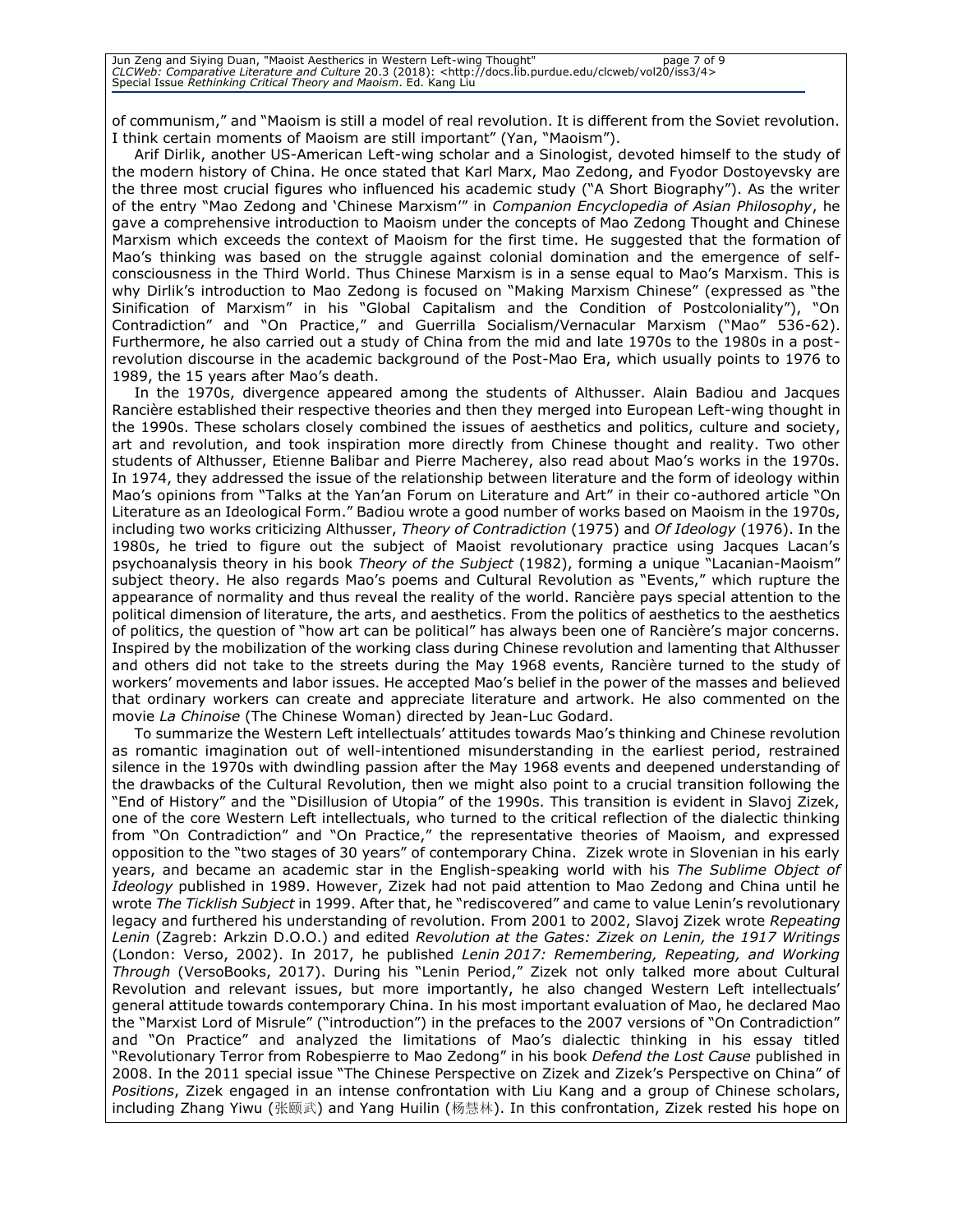of communism," and "Maoism is still a model of real revolution. It is different from the Soviet revolution. I think certain moments of Maoism are still important" (Yan, "Maoism").

Arif Dirlik, another US-American Left-wing scholar and a Sinologist, devoted himself to the study of the modern history of China. He once stated that Karl Marx, Mao Zedong, and Fyodor Dostoyevsky are the three most crucial figures who influenced his academic study ("A Short Biography"). As the writer of the entry "Mao Zedong and 'Chinese Marxism'" in *Companion Encyclopedia of Asian Philosophy*, he gave a comprehensive introduction to Maoism under the concepts of Mao Zedong Thought and Chinese Marxism which exceeds the context of Maoism for the first time. He suggested that the formation of Mao's thinking was based on the struggle against colonial domination and the emergence of self-consciousness in the Third World. Thus Chinese Marxism is in a sense equal to Mao's Marxism. This is why Dirlik's introduction to Mao Zedong is focused on "Making Marxism Chinese" (expressed as "the Sinification of Marxism" in his "Global Capitalism and the Condition of Postcoloniality"), "On Contradiction" and "On Practice," and Guerrilla Socialism/Vernacular Marxism ("Mao" 536-62). Furthermore, he also carried out a study of China from the mid and late 1970s to the 1980s in a post-revolution discourse in the academic background of the Post-Mao Era, which usually points to 1976 to 1989, the 15 years after Mao's death.

In the 1970s, divergence appeared among the students of Althusser. Alain Badiou and Jacques Rancière established their respective theories and then they merged into European Left-wing thought in the 1990s. These scholars closely combined the issues of aesthetics and politics, culture and society, art and revolution, and took inspiration more directly from Chinese thought and reality. Two other students of Althusser, Etienne Balibar and Pierre Macherey, also read about Mao's works in the 1970s. In 1974, they addressed the issue of the relationship between literature and the form of ideology within Mao's opinions from "Talks at the Yan'an Forum on Literature and Art" in their co-authored article "On Literature as an Ideological Form." Badiou wrote a good number of works based on Maoism in the 1970s, including two works criticizing Althusser, *Theory of Contradiction* (1975) and *Of Ideology* (1976). In the 1980s, he tried to figure out the subject of Maoist revolutionary practice using Jacques Lacan's psychoanalysis theory in his book *Theory of the Subject* (1982), forming a unique "Lacanian-Maoism" subject theory. He also regards Mao's poems and Cultural Revolution as "Events," which rupture the appearance of normality and thus reveal the reality of the world. Rancière pays special attention to the political dimension of literature, the arts, and aesthetics. From the politics of aesthetics to the aesthetics of politics, the question of "how art can be political" has always been one of Rancière's major concerns. Inspired by the mobilization of the working class during Chinese revolution and lamenting that Althusser and others did not take to the streets during the May 1968 events, Rancière turned to the study of workers' movements and labor issues. He accepted Mao's belief in the power of the masses and believed that ordinary workers can create and appreciate literature and artwork. He also commented on the movie *La Chinoise* (The Chinese Woman) directed by Jean-Luc Godard.

To summarize the Western Left intellectuals' attitudes towards Mao's thinking and Chinese revolution as romantic imagination out of well-intentioned misunderstanding in the earliest period, restrained silence in the 1970s with dwindling passion after the May 1968 events and deepened understanding of the drawbacks of the Cultural Revolution, then we might also point to a crucial transition following the "End of History" and the "Disillusion of Utopia" of the 1990s. This transition is evident in Slavoj Zizek, one of the core Western Left intellectuals, who turned to the critical reflection of the dialectic thinking from "On Contradiction" and "On Practice," the representative theories of Maoism, and expressed opposition to the "two stages of 30 years" of contemporary China. Zizek wrote in Slovenian in his early years, and became an academic star in the English-speaking world with his *The Sublime Object of Ideology* published in 1989. However, Zizek had not paid attention to Mao Zedong and China until he wrote *The Ticklish Subject* in 1999. After that, he "rediscovered" and came to value Lenin's revolutionary legacy and furthered his understanding of revolution. From 2001 to 2002, Slavoj Zizek wrote *Repeating Lenin* (Zagreb: Arkzin D.O.O.) and edited *Revolution at the Gates: Zizek on Lenin, the 1917 Writings* (London: Verso, 2002). In 2017, he published *Lenin 2017: Remembering, Repeating, and Working Through* (VersoBooks, 2017). During his "Lenin Period," Zizek not only talked more about Cultural Revolution and relevant issues, but more importantly, he also changed Western Left intellectuals' general attitude towards contemporary China. In his most important evaluation of Mao, he declared Mao the "Marxist Lord of Misrule" ("introduction") in the prefaces to the 2007 versions of "On Contradiction" and "On Practice" and analyzed the limitations of Mao's dialectic thinking in his essay titled "Revolutionary Terror from Robespierre to Mao Zedong" in his book *Defend the Lost Cause* published in 2008. In the 2011 special issue "The Chinese Perspective on Zizek and Zizek's Perspective on China" of *Positions*, Zizek engaged in an intense confrontation with Liu Kang and a group of Chinese scholars, including Zhang Yiwu (张颐武) and Yang Huilin (杨慧林). In this confrontation, Zizek rested his hope on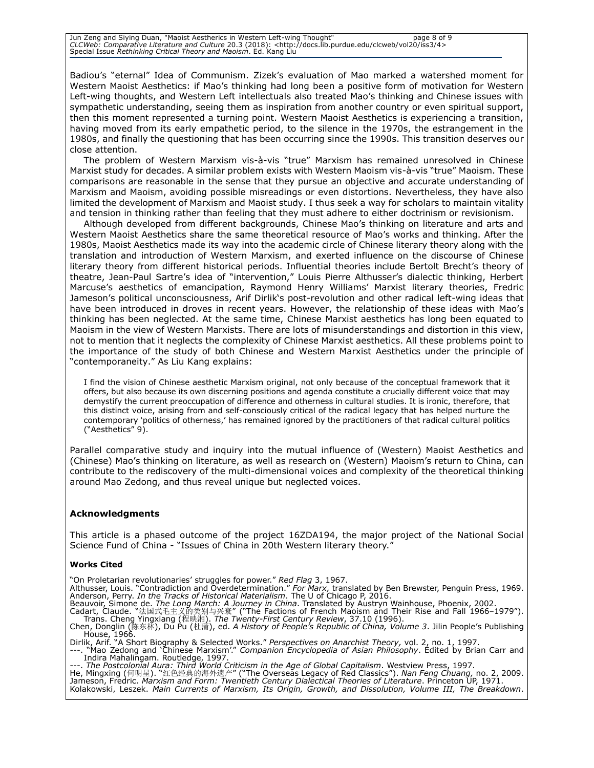Badiou's "eternal" Idea of Communism. Zizek's evaluation of Mao marked a watershed moment for Western Maoist Aesthetics: if Mao's thinking had long been a positive form of motivation for Western Left-wing thoughts, and Western Left intellectuals also treated Mao's thinking and Chinese issues with sympathetic understanding, seeing them as inspiration from another country or even spiritual support, then this moment represented a turning point. Western Maoist Aesthetics is experiencing a transition, having moved from its early empathetic period, to the silence in the 1970s, the estrangement in the 1980s, and finally the questioning that has been occurring since the 1990s. This transition deserves our close attention.

The problem of Western Marxism vis-à-vis "true" Marxism has remained unresolved in Chinese Marxist study for decades. A similar problem exists with Western Maoism vis-à-vis "true" Maoism. These comparisons are reasonable in the sense that they pursue an objective and accurate understanding of Marxism and Maoism, avoiding possible misreadings or even distortions. Nevertheless, they have also limited the development of Marxism and Maoist study. I thus seek a way for scholars to maintain vitality and tension in thinking rather than feeling that they must adhere to either doctrinism or revisionism.

Although developed from different backgrounds, Chinese Mao's thinking on literature and arts and Western Maoist Aesthetics share the same theoretical resource of Mao's works and thinking. After the 1980s, Maoist Aesthetics made its way into the academic circle of Chinese literary theory along with the translation and introduction of Western Marxism, and exerted influence on the discourse of Chinese literary theory from different historical periods. Influential theories include Bertolt Brecht's theory of theatre, Jean-Paul Sartre's idea of "intervention," Louis Pierre Althusser's dialectic thinking, Herbert Marcuse's aesthetics of emancipation, Raymond Henry Williams' Marxist literary theories, Fredric Jameson's political unconsciousness, Arif Dirlik's post-revolution and other radical left-wing ideas that have been introduced in droves in recent years. However, the relationship of these ideas with Mao's thinking has been neglected. At the same time, Chinese Marxist aesthetics has long been equated to Maoism in the view of Western Marxists. There are lots of misunderstandings and distortion in this view, not to mention that it neglects the complexity of Chinese Marxist aesthetics. All these problems point to the importance of the study of both Chinese and Western Marxist Aesthetics under the principle of "contemporaneity." As Liu Kang explains:

> I find the vision of Chinese aesthetic Marxism original, not only because of the conceptual framework that it offers, but also because its own discerning positions and agenda constitute a crucially different voice that may demystify the current preoccupation of difference and otherness in cultural studies. It is ironic, therefore, that this distinct voice, arising from and self-consciously critical of the radical legacy that has helped nurture the contemporary 'politics of otherness,' has remained ignored by the practitioners of that radical cultural politics ("Aesthetics" 9).

Parallel comparative study and inquiry into the mutual influence of (Western) Maoist Aesthetics and (Chinese) Mao's thinking on literature, as well as research on (Western) Maoism's return to China, can contribute to the rediscovery of the multi-dimensional voices and complexity of the theoretical thinking around Mao Zedong, and thus reveal unique but neglected voices.

### Acknowledgments

This article is a phased outcome of the project 16ZDA194, the major project of the National Social Science Fund of China - "Issues of China in 20th Western literary theory."

#### Works Cited

"On Proletarian revolutionaries' struggles for power." *Red Flag* 3, 1967.

Althusser, Louis. "Contradiction and Overdetermination." *For Marx,* translated by Ben Brewster, Penguin Press, 1969.

Anderson, Perry. *In the Tracks of Historical Materialism*. The U of Chicago P, 2016.

Beauvoir, Simone de. *The Long March: A Journey in China*. Translated by Austryn Wainhouse, Phoenix, 2002.

Cadart, Claude. "法国式毛主义的类别与兴衰" ("The Factions of French Maoism and Their Rise and Fall 1966–1979"). Trans. Cheng Yingxiang (程映湘). *The Twenty-First Century Review*, 37.10 (1996).

Chen, Donglin (陈东林), Du Pu (杜蒲), ed. *A History of People's Republic of China, Volume 3*. Jilin People's Publishing House, 1966.

Dirlik, Arif. "A Short Biography & Selected Works." *Perspectives on Anarchist Theory,* vol. 2, no. 1, 1997.

---. "Mao Zedong and 'Chinese Marxism'." *Companion Encyclopedia of Asian Philosophy*. Edited by Brian Carr and Indira Mahalingam. Routledge, 1997.

---. *The Postcolonial Aura: Third World Criticism in the Age of Global Capitalism*. Westview Press, 1997.

He, Mingxing (何明星). "红色经典的海外遗产" ("The Overseas Legacy of Red Classics"). *Nan Feng Chuang,* no. 2, 2009.

Jameson, Fredric. *Marxism and Form: Twentieth Century Dialectical Theories of Literature*. Princeton UP, 1971.

Kolakowski, Leszek. *Main Currents of Marxism, Its Origin, Growth, and Dissolution, Volume III, The Breakdown*.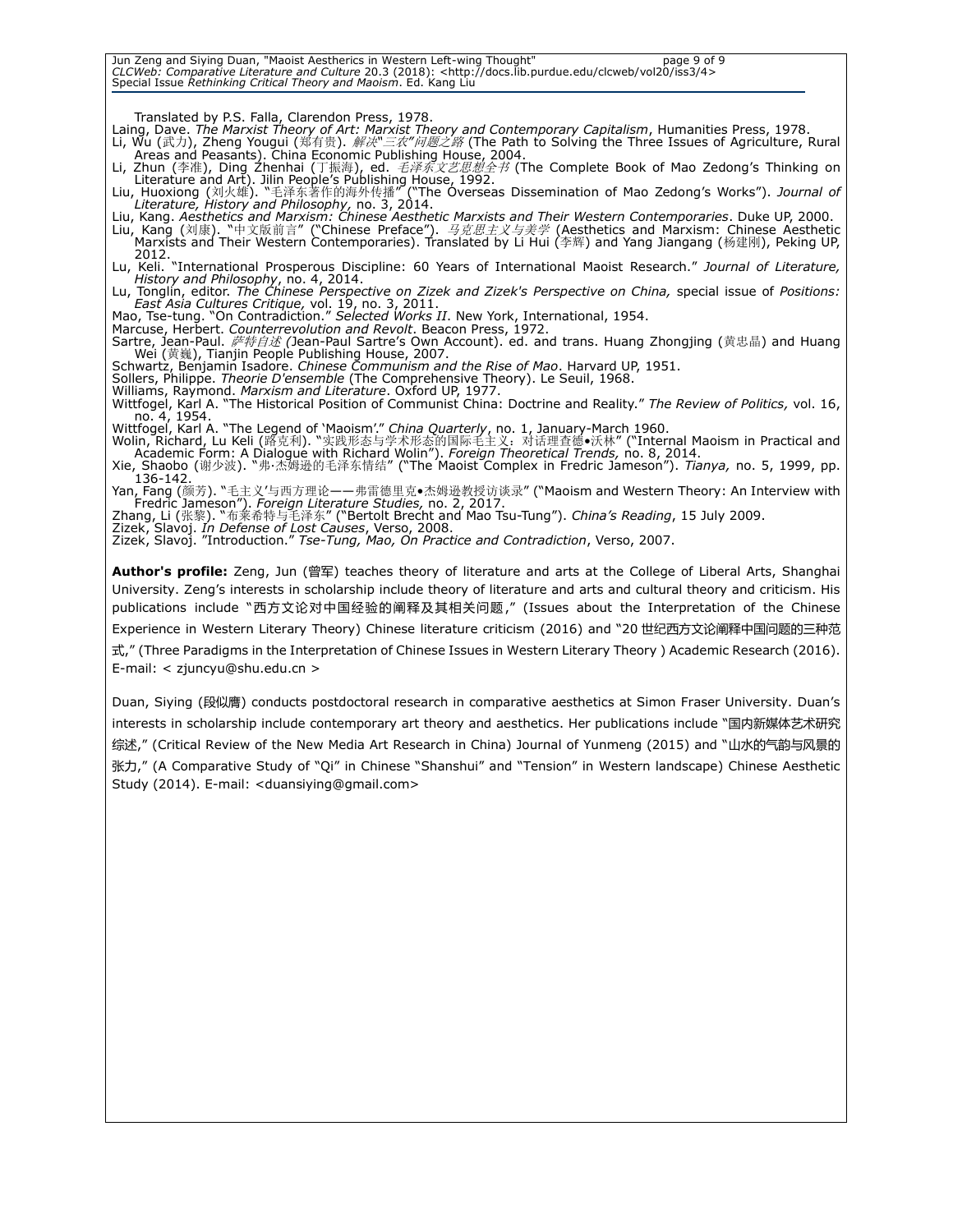Translated by P.S. Falla, Clarendon Press, 1978.

Laing, Dave. *The Marxist Theory of Art: Marxist Theory and Contemporary Capitalism*, Humanities Press, 1978.

Li, Wu (武力), Zheng Yougui (郑有贵). *解决"三农"问题之路* (The Path to Solving the Three Issues of Agriculture, Rural Areas and Peasants). China Economic Publishing House, 2004.

Li, Zhun (李准), Ding Zhenhai (丁振海), ed. *毛泽东文艺思想全书* (The Complete Book of Mao Zedong's Thinking on Literature and Art). Jilin People's Publishing House, 1992.

Liu, Huoxiong (刘火雄). "毛泽东著作的海外传播" ("The Overseas Dissemination of Mao Zedong's Works"). *Journal of Literature, History and Philosophy*, no. 3, 2014.

Liu, Kang. *Aesthetics and Marxism: Chinese Aesthetic Marxists and Their Western Contemporaries*. Duke UP, 2000.

Liu, Kang (刘康). "中文版前言" ("Chinese Preface"). *马克思主义与美学* (Aesthetics and Marxism: Chinese Aesthetic Marxists and Their Western Contemporaries). Translated by Li Hui (李辉) and Yang Jiangang (杨建刚), Peking UP, 2012.

Lu, Keli. "International Prosperous Discipline: 60 Years of International Maoist Research." *Journal of Literature, History and Philosophy*, no. 4, 2014.

Lu, Tonglin, editor. *The Chinese Perspective on Zizek and Zizek's Perspective on China,* special issue of *Positions: East Asia Cultures Critique,* vol. 19, no. 3, 2011.

Mao, Tse-tung. "On Contradiction." *Selected Works II*. New York, International, 1954.

Marcuse, Herbert. *Counterrevolution and Revolt*. Beacon Press, 1972.

Sartre, Jean-Paul. *萨特自述 (*Jean-Paul Sartre's Own Account). ed. and trans. Huang Zhongjing (黄忠晶) and Huang Wei (黄巍), Tianjin People Publishing House, 2007.

Schwartz, Benjamin Isadore. *Chinese Communism and the Rise of Mao*. Harvard UP, 1951.

Sollers, Philippe. *Theorie D'ensemble* (The Comprehensive Theory). Le Seuil, 1968.

Williams, Raymond. *Marxism and Literature*. Oxford UP, 1977.

Wittfogel, Karl A. "The Historical Position of Communist China: Doctrine and Reality." *The Review of Politics,* vol. 16, no. 4, 1954.

Wittfogel, Karl A. "The Legend of 'Maoism'." *China Quarterly*, no. 1, January-March 1960.

Wolin, Richard, Lu Keli (路克利). "实践形态与学术形态的国际毛主义：对话理查德•沃林" ("Internal Maoism in Practical and Academic Form: A Dialogue with Richard Wolin"). *Foreign Theoretical Trends,* no. 8, 2014.

Xie, Shaobo (谢少波). "弗·杰姆逊的毛泽东情结" ("The Maoist Complex in Fredric Jameson"). *Tianya,* no. 5, 1999, pp. 136-142.

Yan, Fang (颜芳). "毛主义'与西方理论——弗雷德里克•杰姆逊教授访谈录" ("Maoism and Western Theory: An Interview with Fredric Jameson"). *Foreign Literature Studies,* no. 2, 2017.

Zhang, Li (张黎). "布莱希特与毛泽东" ("Bertolt Brecht and Mao Tsu-Tung"). *China's Reading*, 15 July 2009.

Zizek, Slavoj. *In Defense of Lost Causes*, Verso, 2008.

Zizek, Slavoj. "Introduction." *Tse-Tung, Mao, On Practice and Contradiction*, Verso, 2007.

**Author's profile:** Zeng, Jun (曾军) teaches theory of literature and arts at the College of Liberal Arts, Shanghai University. Zeng's interests in scholarship include theory of literature and arts and cultural theory and criticism. His publications include "西方文论对中国经验的阐释及其相关问题," (Issues about the Interpretation of the Chinese Experience in Western Literary Theory) Chinese literature criticism (2016) and "20 世纪西方文论阐释中国问题的三种范式," (Three Paradigms in the Interpretation of Chinese Issues in Western Literary Theory ) Academic Research (2016). E-mail: < zjuncyu@shu.edu.cn >

Duan, Siying (段似膺) conducts postdoctoral research in comparative aesthetics at Simon Fraser University. Duan's interests in scholarship include contemporary art theory and aesthetics. Her publications include "国内新媒体艺术研究综述," (Critical Review of the New Media Art Research in China) Journal of Yunmeng (2015) and "山水的气韵与风景的张力," (A Comparative Study of "Qi" in Chinese "Shanshui" and "Tension" in Western landscape) Chinese Aesthetic Study (2014). E-mail: <duansiying@gmail.com>